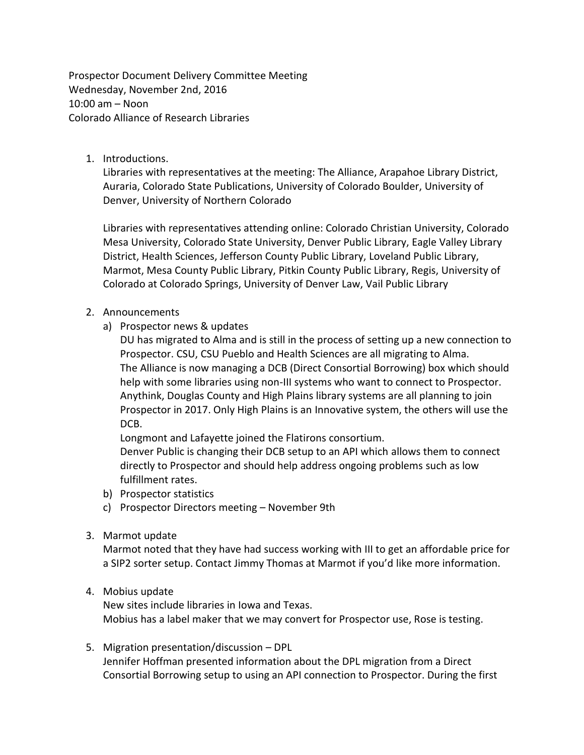Prospector Document Delivery Committee Meeting
Wednesday, November 2nd, 2016
10:00 am – Noon
Colorado Alliance of Research Libraries

1. Introductions.
   Libraries with representatives at the meeting: The Alliance, Arapahoe Library District, Auraria, Colorado State Publications, University of Colorado Boulder, University of Denver, University of Northern Colorado

   Libraries with representatives attending online: Colorado Christian University, Colorado Mesa University, Colorado State University, Denver Public Library, Eagle Valley Library District, Health Sciences, Jefferson County Public Library, Loveland Public Library, Marmot, Mesa County Public Library, Pitkin County Public Library, Regis, University of Colorado at Colorado Springs, University of Denver Law, Vail Public Library

2. Announcements
   a) Prospector news & updates
      DU has migrated to Alma and is still in the process of setting up a new connection to Prospector. CSU, CSU Pueblo and Health Sciences are all migrating to Alma.
      The Alliance is now managing a DCB (Direct Consortial Borrowing) box which should help with some libraries using non-III systems who want to connect to Prospector.
      Anythink, Douglas County and High Plains library systems are all planning to join Prospector in 2017. Only High Plains is an Innovative system, the others will use the DCB.
      Longmont and Lafayette joined the Flatirons consortium.
      Denver Public is changing their DCB setup to an API which allows them to connect directly to Prospector and should help address ongoing problems such as low fulfillment rates.
   b) Prospector statistics
   c) Prospector Directors meeting – November 9th

3. Marmot update
   Marmot noted that they have had success working with III to get an affordable price for a SIP2 sorter setup. Contact Jimmy Thomas at Marmot if you'd like more information.

4. Mobius update
   New sites include libraries in Iowa and Texas.
   Mobius has a label maker that we may convert for Prospector use, Rose is testing.

5. Migration presentation/discussion – DPL
   Jennifer Hoffman presented information about the DPL migration from a Direct Consortial Borrowing setup to using an API connection to Prospector. During the first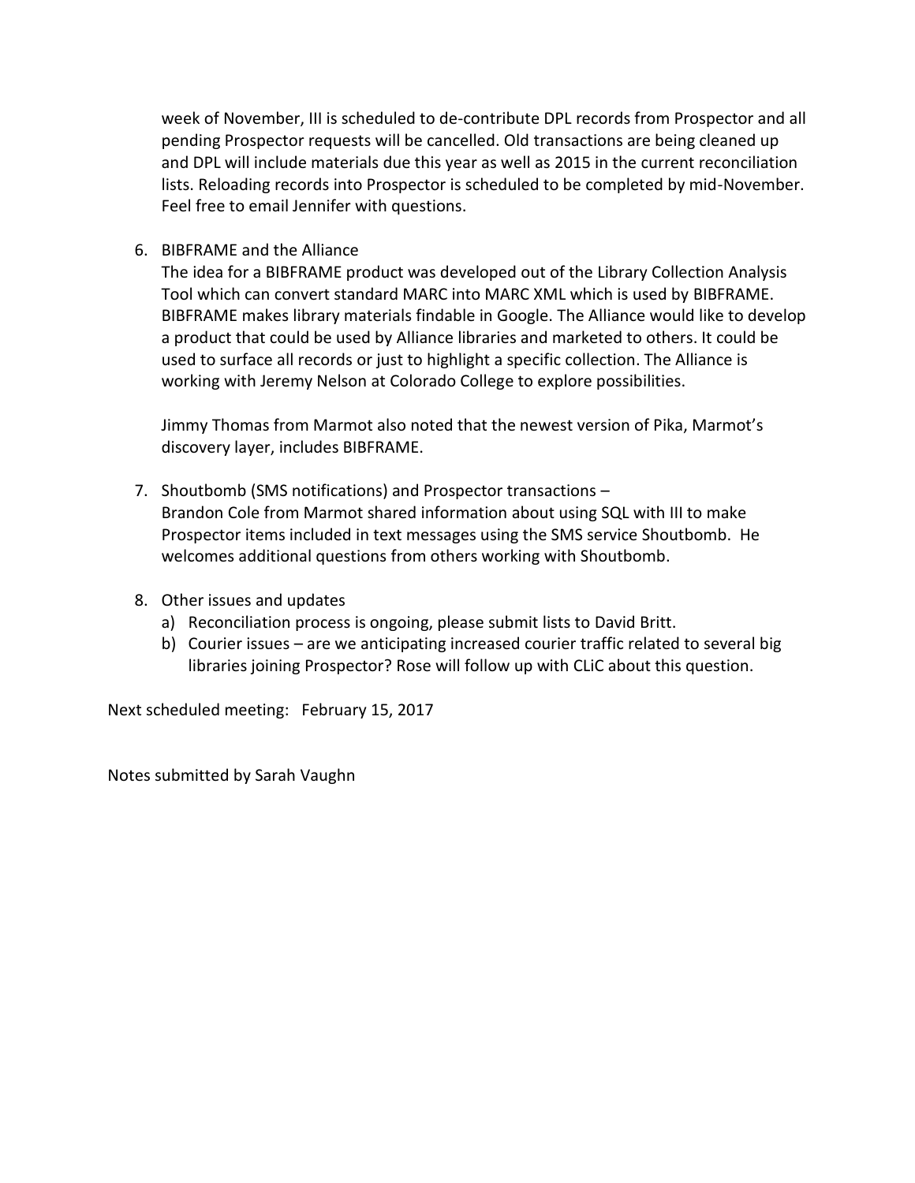week of November, III is scheduled to de-contribute DPL records from Prospector and all pending Prospector requests will be cancelled. Old transactions are being cleaned up and DPL will include materials due this year as well as 2015 in the current reconciliation lists. Reloading records into Prospector is scheduled to be completed by mid-November. Feel free to email Jennifer with questions.

6. BIBFRAME and the Alliance
   The idea for a BIBFRAME product was developed out of the Library Collection Analysis Tool which can convert standard MARC into MARC XML which is used by BIBFRAME. BIBFRAME makes library materials findable in Google. The Alliance would like to develop a product that could be used by Alliance libraries and marketed to others. It could be used to surface all records or just to highlight a specific collection. The Alliance is working with Jeremy Nelson at Colorado College to explore possibilities.

   Jimmy Thomas from Marmot also noted that the newest version of Pika, Marmot's discovery layer, includes BIBFRAME.

7. Shoutbomb (SMS notifications) and Prospector transactions –
   Brandon Cole from Marmot shared information about using SQL with III to make Prospector items included in text messages using the SMS service Shoutbomb. He welcomes additional questions from others working with Shoutbomb.

8. Other issues and updates
   a) Reconciliation process is ongoing, please submit lists to David Britt.
   b) Courier issues – are we anticipating increased courier traffic related to several big libraries joining Prospector? Rose will follow up with CLiC about this question.

Next scheduled meeting: February 15, 2017

Notes submitted by Sarah Vaughn